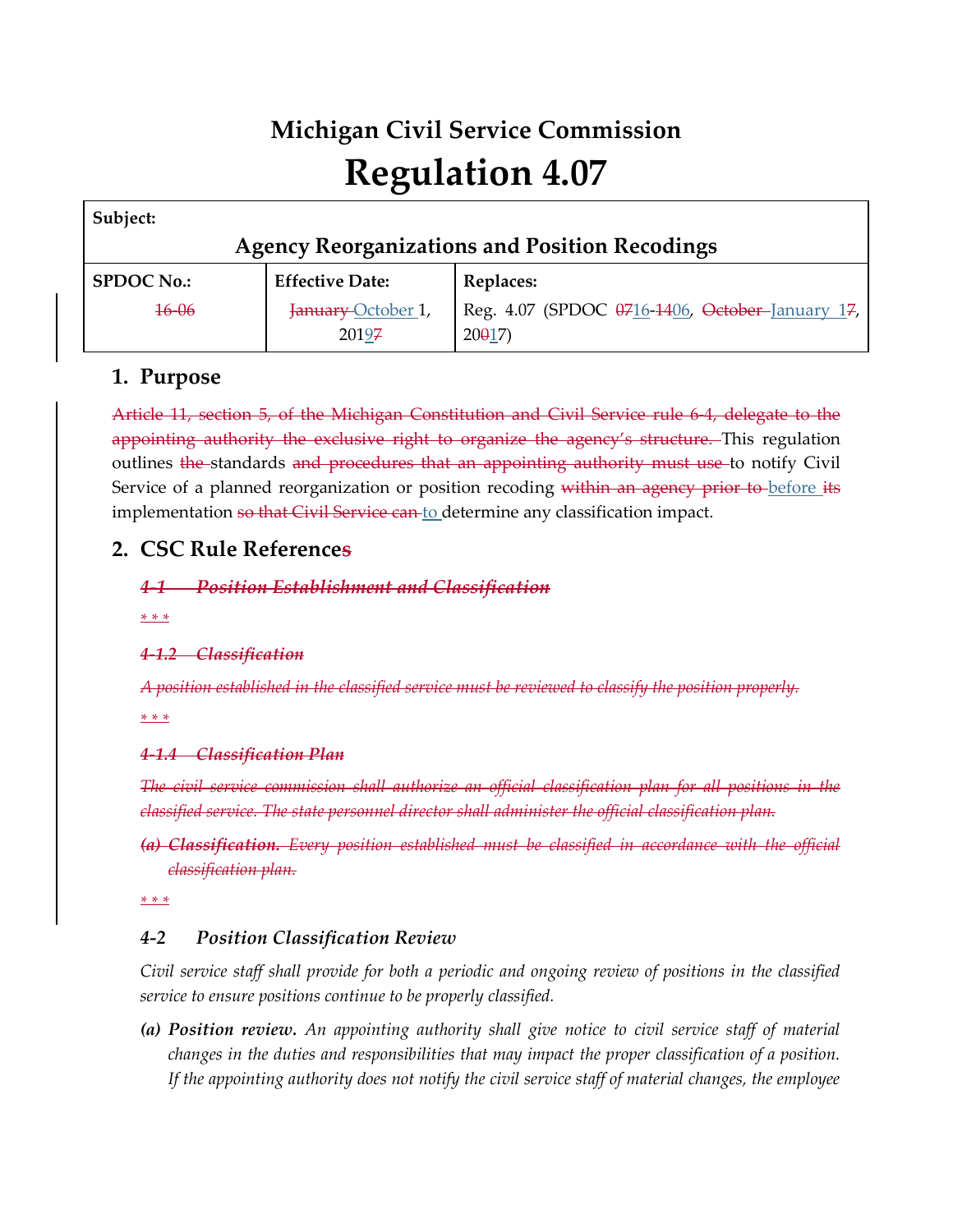# Michigan Civil Service Commission

# Regulation 4.07

| **Subject:** | | |
|---|---|---|
| **Agency Reorganizations and Position Recodings** | | |
| **SPDOC No.:** | **Effective Date:** | **Replaces:** |
| ~~16-06~~ | ~~January~~ October 1, 2019~~7~~ | Reg. 4.07 (SPDOC ~~07~~16-~~14~~06, ~~October~~ January 1~~7~~, 20~~0~~17) |

## 1. Purpose

~~Article 11, section 5, of the Michigan Constitution and Civil Service rule 6-4, delegate to the appointing authority the exclusive right to organize the agency's structure.~~ This regulation outlines ~~the~~ standards ~~and procedures that an appointing authority must use~~ to notify Civil Service of a planned reorganization or position recoding ~~within an agency prior to~~ before ~~its~~ implementation ~~so that Civil Service can~~ to determine any classification impact.

## 2. CSC Rule Reference~~s~~

~~***4-1 Position Establishment and Classification***~~

~~*\* \* \**~~

~~***4-1.2 Classification***~~

~~*A position established in the classified service must be reviewed to classify the position properly.*~~

~~*\* \* \**~~

~~***4-1.4 Classification Plan***~~

~~*The civil service commission shall authorize an official classification plan for all positions in the classified service. The state personnel director shall administer the official classification plan.*~~

~~***(a) Classification.*** *Every position established must be classified in accordance with the official classification plan.*~~

~~*\* \* \**~~

***4-2 Position Classification Review***

*Civil service staff shall provide for both a periodic and ongoing review of positions in the classified service to ensure positions continue to be properly classified.*

***(a) Position review.*** *An appointing authority shall give notice to civil service staff of material changes in the duties and responsibilities that may impact the proper classification of a position. If the appointing authority does not notify the civil service staff of material changes, the employee*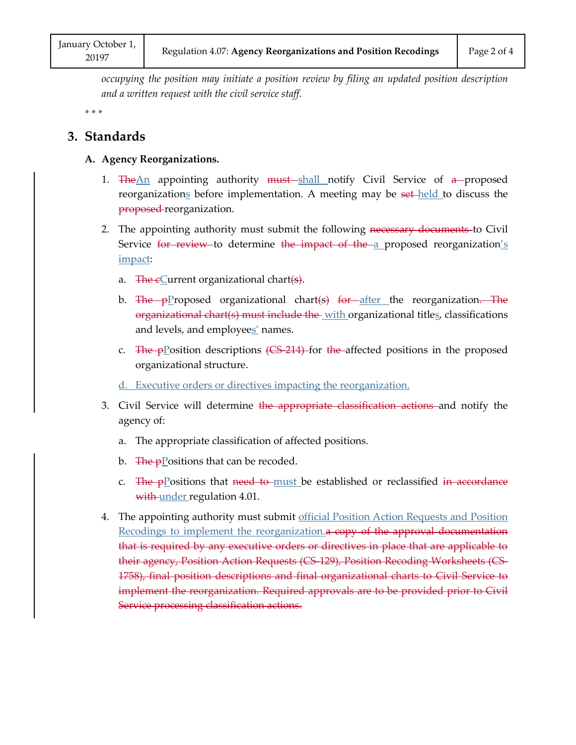*occupying the position may initiate a position review by filing an updated position description and a written request with the civil service staff.*

\* \* \*

## 3. Standards

### A. Agency Reorganizations.

1. ~~The~~<ins>An</ins> appointing authority ~~must~~ <ins>shall</ins> notify Civil Service of ~~a~~ proposed reorganization<ins>s</ins> before implementation. A meeting may be ~~set~~ <ins>held</ins> to discuss the ~~proposed~~ reorganization.

2. The appointing authority must submit the following ~~necessary documents~~ to Civil Service ~~for review~~ to determine ~~the impact of the~~ <ins>a</ins> proposed reorganization<ins>'s impact</ins>:

   a. ~~The c~~<ins>C</ins>urrent organizational chart~~(s)~~.

   b. ~~The p~~<ins>P</ins>roposed organizational chart~~(s)~~ ~~for~~ <ins>after</ins> the reorganization~~. The organizational chart(s) must include the~~ <ins>with</ins> organizational title<ins>s</ins>, classifications and levels, and employee<ins>s'</ins> names.

   c. ~~The p~~<ins>P</ins>osition descriptions ~~(CS-214)~~ for ~~the~~ affected positions in the proposed organizational structure.

   <ins>d. Executive orders or directives impacting the reorganization.</ins>

3. Civil Service will determine ~~the appropriate classification actions~~ and notify the agency of:

   a. The appropriate classification of affected positions.

   b. ~~The p~~<ins>P</ins>ositions that can be recoded.

   c. ~~The p~~<ins>P</ins>ositions that ~~need to~~ <ins>must</ins> be established or reclassified ~~in accordance with~~ <ins>under</ins> regulation 4.01.

4. The appointing authority must submit <ins>official Position Action Requests and Position Recodings to implement the reorganization.</ins>~~a copy of the approval documentation that is required by any executive orders or directives in place that are applicable to their agency, Position Action Requests (CS-129), Position Recoding Worksheets (CS-1758), final position descriptions and final organizational charts to Civil Service to implement the reorganization. Required approvals are to be provided prior to Civil Service processing classification actions.~~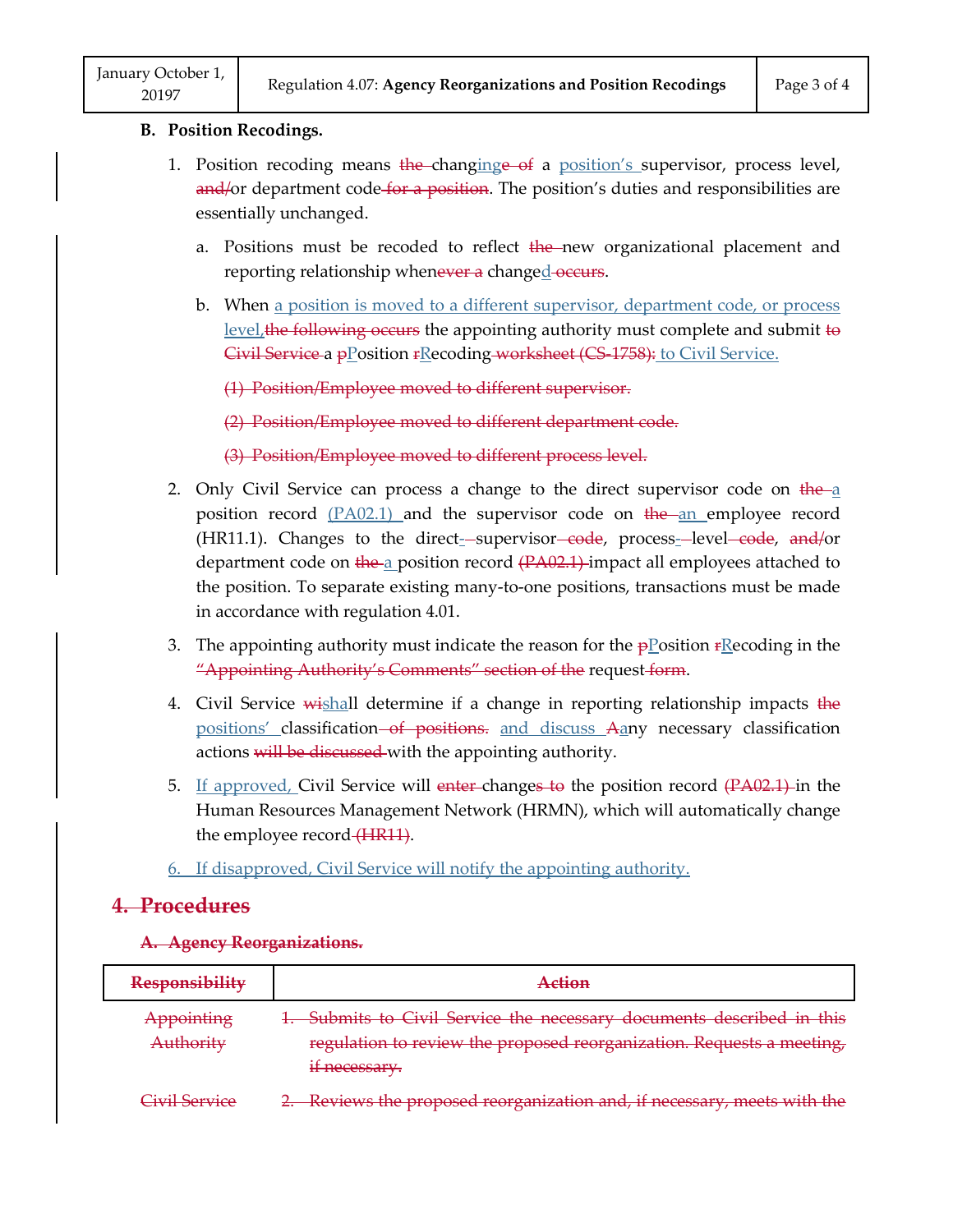**B. Position Recodings.**

1. Position recoding means ~~the~~ changing~~e of~~ a position's supervisor, process level, ~~and/~~or department code~~ for a position~~. The position's duties and responsibilities are essentially unchanged.

   a. Positions must be recoded to reflect ~~the~~ new organizational placement and reporting relationship when~~ever a~~ changed~~ occurs~~.

   b. When a position is moved to a different supervisor, department code, or process level,~~the following occurs~~ the appointing authority must complete and submit ~~to Civil Service~~ a ~~p~~Position ~~r~~Recoding~~ worksheet (CS-1758):~~ to Civil Service.

      ~~(1) Position/Employee moved to different supervisor.~~

      ~~(2) Position/Employee moved to different department code.~~

      ~~(3) Position/Employee moved to different process level.~~

2. Only Civil Service can process a change to the direct supervisor code on ~~the~~ a position record (PA02.1) and the supervisor code on ~~the~~ an employee record (HR11.1). Changes to the direct-supervisor~~ code~~, process-level~~ code~~, ~~and/~~or department code on ~~the~~ a position record ~~(PA02.1)~~ impact all employees attached to the position. To separate existing many-to-one positions, transactions must be made in accordance with regulation 4.01.

3. The appointing authority must indicate the reason for the ~~p~~Position ~~r~~Recoding in the ~~"Appointing Authority's Comments" section of the~~ request~~ form~~.

4. Civil Service ~~wi~~shall determine if a change in reporting relationship impacts ~~the~~ positions' classification~~ of positions.~~ and discuss ~~A~~any necessary classification actions ~~will be discussed~~ with the appointing authority.

5. If approved, Civil Service will ~~enter~~ change~~s to~~ the position record ~~(PA02.1)~~ in the Human Resources Management Network (HRMN), which will automatically change the employee record~~ (HR11)~~.

6. If disapproved, Civil Service will notify the appointing authority.

## ~~4. Procedures~~

**~~A. Agency Reorganizations.~~**

| ~~Responsibility~~ | ~~Action~~ |
|---|---|
| ~~Appointing Authority~~ | ~~1. Submits to Civil Service the necessary documents described in this regulation to review the proposed reorganization. Requests a meeting, if necessary.~~ |
| ~~Civil Service~~ | ~~2. Reviews the proposed reorganization and, if necessary, meets with the~~ |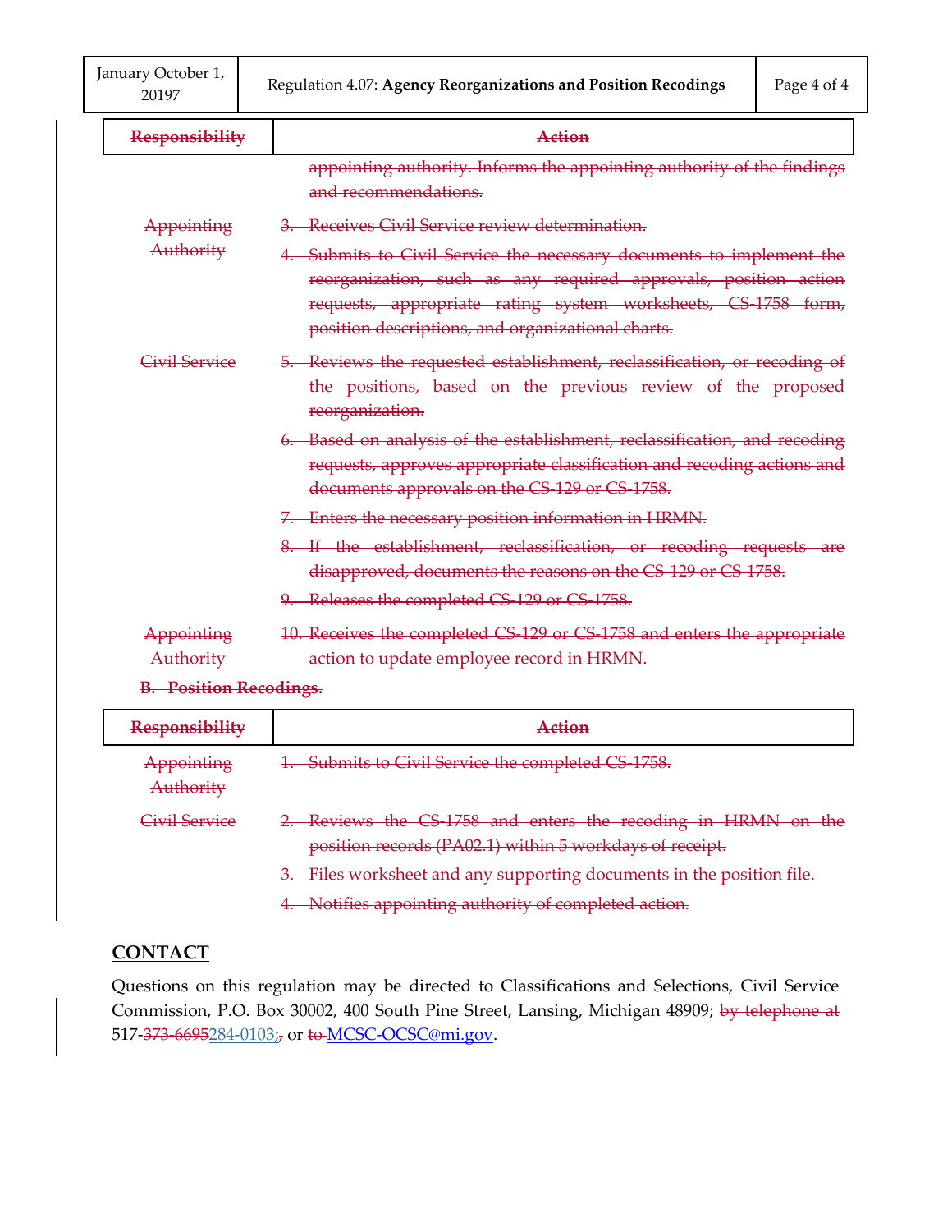| Responsibility | Action |
|---|---|
| | appointing authority. Informs the appointing authority of the findings and recommendations. |
| Appointing Authority | 3. Receives Civil Service review determination. |
| | 4. Submits to Civil Service the necessary documents to implement the reorganization, such as any required approvals, position action requests, appropriate rating system worksheets, CS-1758 form, position descriptions, and organizational charts. |
| Civil Service | 5. Reviews the requested establishment, reclassification, or recoding of the positions, based on the previous review of the proposed reorganization. |
| | 6. Based on analysis of the establishment, reclassification, and recoding requests, approves appropriate classification and recoding actions and documents approvals on the CS-129 or CS-1758. |
| | 7. Enters the necessary position information in HRMN. |
| | 8. If the establishment, reclassification, or recoding requests are disapproved, documents the reasons on the CS-129 or CS-1758. |
| | 9. Releases the completed CS-129 or CS-1758. |
| Appointing Authority | 10. Receives the completed CS-129 or CS-1758 and enters the appropriate action to update employee record in HRMN. |

**B. Position Recodings.**

| Responsibility | Action |
|---|---|
| Appointing Authority | 1. Submits to Civil Service the completed CS-1758. |
| Civil Service | 2. Reviews the CS-1758 and enters the recoding in HRMN on the position records (PA02.1) within 5 workdays of receipt. |
| | 3. Files worksheet and any supporting documents in the position file. |
| | 4. Notifies appointing authority of completed action. |

## CONTACT

Questions on this regulation may be directed to Classifications and Selections, Civil Service Commission, P.O. Box 30002, 400 South Pine Street, Lansing, Michigan 48909; by telephone at 517-373-6695284-0103;, or to MCSC-OCSC@mi.gov.